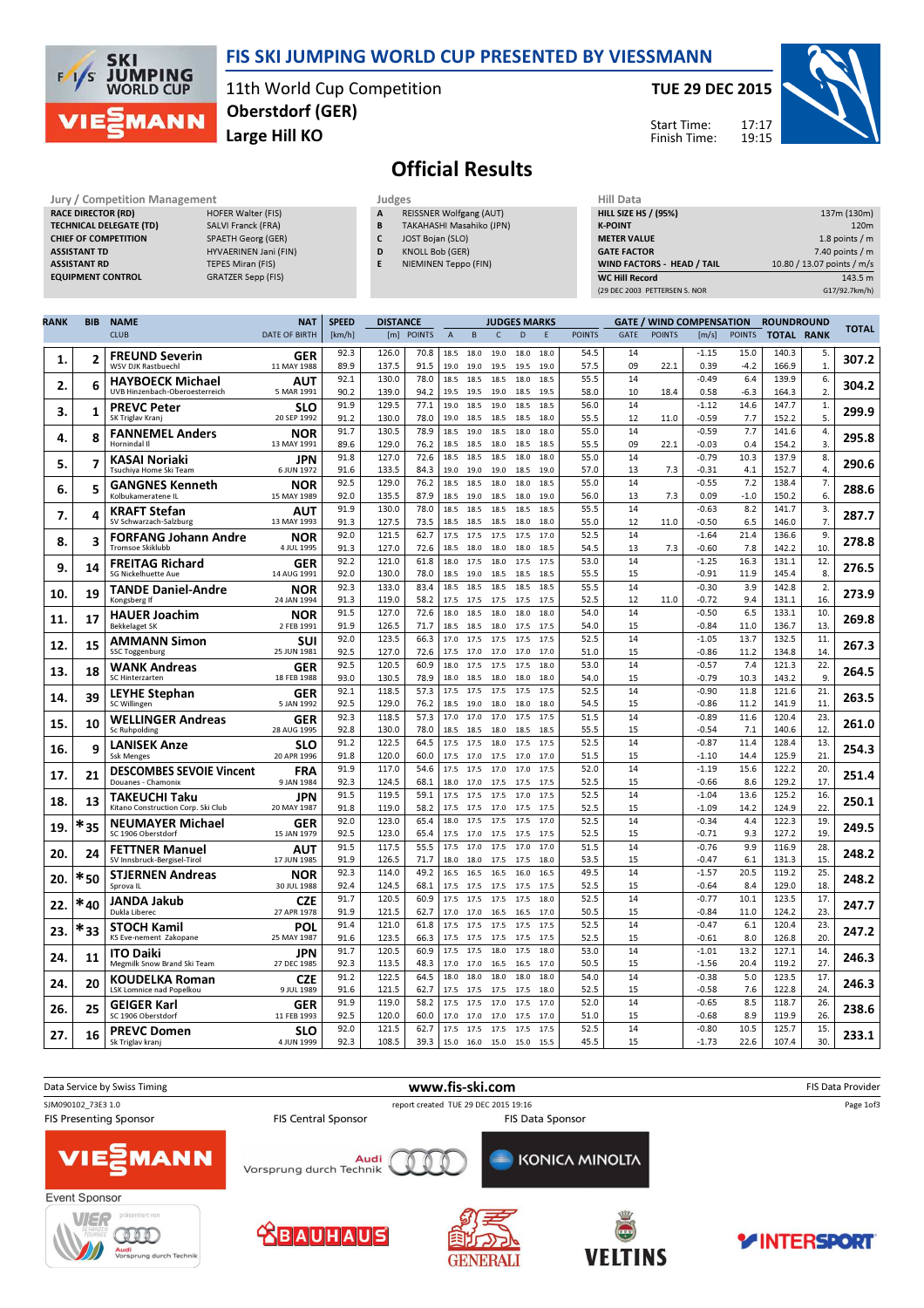# FIS SKI JUMPING WORLD CUP PRESENTED BY VIESSMANN

11th World Cup Competition
Oberstdorf (GER)
Large Hill KO

TUE 29 DEC 2015

Start Time: 17:17
Finish Time: 19:15

## Official Results

**Jury / Competition Management**

| | |
|---|---|
| RACE DIRECTOR (RD) | HOFER Walter (FIS) |
| TECHNICAL DELEGATE (TD) | SALVI Franck (FRA) |
| CHIEF OF COMPETITION | SPAETH Georg (GER) |
| ASSISTANT TD | HYVAERINEN Jani (FIN) |
| ASSISTANT RD | TEPES Miran (FIS) |
| EQUIPMENT CONTROL | GRATZER Sepp (FIS) |

**Judges**

| | |
|---|---|
| A | REISSNER Wolfgang (AUT) |
| B | TAKAHASHI Masahiko (JPN) |
| C | JOST Bojan (SLO) |
| D | KNOLL Bob (GER) |
| E | NIEMINEN Teppo (FIN) |

**Hill Data**

| | |
|---|---|
| HILL SIZE HS / (95%) | 137m (130m) |
| K-POINT | 120m |
| METER VALUE | 1.8 points / m |
| GATE FACTOR | 7.40 points / m |
| WIND FACTORS - HEAD / TAIL | 10.80 / 13.07 points / m/s |
| WC Hill Record | 143.5 m |
| (29 DEC 2003 PETTERSEN S. NOR | G17/92.7km/h) |

| RANK | BIB | NAME / CLUB | NAT / DATE OF BIRTH | SPEED [km/h] | DISTANCE [m] | DISTANCE POINTS | A | B | C | D | E | JUDGES POINTS | GATE | GATE POINTS | WIND [m/s] | WIND POINTS | ROUNDROUND TOTAL | ROUNDROUND RANK | TOTAL |
|---|---|---|---|---|---|---|---|---|---|---|---|---|---|---|---|---|---|---|---|
| 1. | 2 | FREUND Severin / WSV DJK Rastbuechl | GER / 11 MAY 1988 | 92.3 | 126.0 | 70.8 | 18.5 | 18.0 | 19.0 | 18.0 | 18.0 | 54.5 | 14 | | -1.15 | 15.0 | 140.3 | 5. | 307.2 |
| | | | | 89.9 | 137.5 | 91.5 | 19.0 | 19.0 | 19.5 | 19.5 | 19.0 | 57.5 | 09 | 22.1 | 0.39 | -4.2 | 166.9 | 1. | |
| 2. | 6 | HAYBOECK Michael / UVB Hinzenbach-Oberoesterreich | AUT / 5 MAR 1991 | 92.1 | 130.0 | 78.0 | 18.5 | 18.5 | 18.5 | 18.0 | 18.5 | 55.5 | 14 | | -0.49 | 6.4 | 139.9 | 6. | 304.2 |
| | | | | 90.2 | 139.0 | 94.2 | 19.5 | 19.5 | 19.0 | 18.5 | 19.5 | 58.0 | 10 | 18.4 | 0.58 | -6.3 | 164.3 | 2. | |
| 3. | 1 | PREVC Peter / SK Triglav Kranj | SLO / 20 SEP 1992 | 91.9 | 129.5 | 77.1 | 19.0 | 18.5 | 19.0 | 18.5 | 18.5 | 56.0 | 14 | | -1.12 | 14.6 | 147.7 | 1. | 299.9 |
| | | | | 91.2 | 130.0 | 78.0 | 19.0 | 18.5 | 18.5 | 18.5 | 18.5 | 55.5 | 12 | 11.0 | -0.59 | 7.7 | 152.2 | 5. | |
| 4. | 8 | FANNEMEL Anders / Hornindal Il | NOR / 13 MAY 1991 | 91.7 | 130.5 | 78.9 | 18.5 | 19.0 | 18.5 | 18.0 | 18.0 | 55.0 | 14 | | -0.59 | 7.7 | 141.6 | 4. | 295.8 |
| | | | | 89.6 | 129.0 | 76.2 | 18.5 | 18.5 | 18.5 | 18.5 | 18.5 | 55.5 | 09 | 22.1 | -0.03 | 0.4 | 154.2 | 3. | |
| 5. | 7 | KASAI Noriaki / Tsuchiya Home Ski Team | JPN / 6 JUN 1972 | 91.8 | 127.0 | 72.6 | 18.5 | 18.5 | 18.5 | 18.0 | 18.0 | 55.0 | 14 | | -0.79 | 10.3 | 137.9 | 8. | 290.6 |
| | | | | 91.6 | 133.5 | 84.3 | 19.0 | 19.0 | 19.0 | 19.0 | 19.0 | 57.0 | 13 | 7.3 | -0.31 | 4.1 | 152.7 | 4. | |
| 6. | 5 | GANGNES Kenneth / Kolbukameratene IL | NOR / 15 MAY 1989 | 92.5 | 129.0 | 76.2 | 18.5 | 18.5 | 18.0 | 18.0 | 18.5 | 55.0 | 14 | | -0.55 | 7.2 | 138.4 | 7. | 288.6 |
| | | | | 92.0 | 135.5 | 87.9 | 18.5 | 19.0 | 18.5 | 19.0 | 18.5 | 56.0 | 13 | 7.3 | 0.09 | -1.0 | 150.2 | 6. | |
| 7. | 4 | KRAFT Stefan / SV Schwarzach-Salzburg | AUT / 13 MAY 1993 | 91.9 | 130.0 | 78.0 | 18.5 | 18.5 | 18.5 | 18.5 | 18.5 | 55.5 | 14 | | -0.63 | 8.2 | 141.7 | 3. | 287.7 |
| | | | | 91.3 | 127.5 | 73.5 | 18.5 | 18.5 | 18.5 | 18.0 | 18.0 | 55.0 | 12 | 11.0 | -0.50 | 6.5 | 146.0 | 7. | |
| 8. | 3 | FORFANG Johann Andre / Tromsoe Skiklubb | NOR / 4 JUL 1995 | 92.0 | 121.5 | 62.7 | 17.5 | 17.5 | 17.5 | 17.5 | 17.0 | 52.5 | 14 | | -1.64 | 21.4 | 136.6 | 9. | 278.8 |
| | | | | 91.3 | 127.0 | 72.6 | 18.5 | 18.0 | 18.0 | 18.0 | 18.5 | 54.5 | 13 | 7.3 | -0.60 | 7.8 | 142.2 | 10. | |
| 9. | 14 | FREITAG Richard / SG Nickelhuette Aue | GER / 14 AUG 1991 | 92.2 | 121.0 | 61.8 | 18.0 | 17.5 | 18.0 | 17.5 | 17.5 | 53.0 | 14 | | -1.25 | 16.3 | 131.1 | 12. | 276.5 |
| | | | | 92.0 | 130.0 | 78.0 | 18.5 | 19.0 | 18.5 | 18.5 | 18.5 | 55.5 | 15 | | -0.91 | 11.9 | 145.4 | 8. | |
| 10. | 19 | TANDE Daniel-Andre / Kongsberg If | NOR / 24 JAN 1994 | 92.3 | 133.0 | 83.4 | 18.5 | 18.5 | 18.5 | 18.5 | 18.5 | 55.5 | 14 | | -0.30 | 3.9 | 142.8 | 2. | 273.9 |
| | | | | 91.3 | 119.0 | 58.2 | 17.5 | 17.5 | 17.5 | 17.5 | 17.5 | 52.5 | 12 | 11.0 | -0.72 | 9.4 | 131.1 | 16. | |
| 11. | 17 | HAUER Joachim / Bekkelaget SK | NOR / 2 FEB 1991 | 91.5 | 127.0 | 72.6 | 18.0 | 18.5 | 18.0 | 18.0 | 18.0 | 54.0 | 14 | | -0.50 | 6.5 | 133.1 | 10. | 269.8 |
| | | | | 91.9 | 126.5 | 71.7 | 18.5 | 18.5 | 18.0 | 17.5 | 17.5 | 54.0 | 15 | | -0.84 | 11.0 | 136.7 | 13. | |
| 12. | 15 | AMMANN Simon / SSC Toggenburg | SUI / 25 JUN 1981 | 92.0 | 123.5 | 66.3 | 17.5 | 17.5 | 17.5 | 17.5 | 17.5 | 52.5 | 14 | | -1.05 | 13.7 | 132.5 | 11. | 267.3 |
| | | | | 92.5 | 127.0 | 72.6 | 17.5 | 17.0 | 17.0 | 17.0 | 17.0 | 51.0 | 15 | | -0.86 | 11.2 | 134.8 | 14. | |
| 13. | 18 | WANK Andreas / SC Hinterzarten | GER / 18 FEB 1988 | 92.5 | 120.5 | 60.9 | 18.0 | 17.5 | 17.5 | 17.5 | 18.0 | 53.0 | 14 | | -0.57 | 7.4 | 121.3 | 22. | 264.5 |
| | | | | 93.0 | 130.5 | 78.9 | 18.0 | 18.5 | 18.0 | 18.0 | 18.0 | 54.0 | 15 | | -0.79 | 10.3 | 143.2 | 9. | |
| 14. | 39 | LEYHE Stephan / SC Willingen | GER / 5 JAN 1992 | 92.1 | 118.5 | 57.3 | 17.5 | 17.5 | 17.5 | 17.5 | 17.5 | 52.5 | 14 | | -0.90 | 11.8 | 121.6 | 21. | 263.5 |
| | | | | 92.5 | 129.0 | 76.2 | 18.5 | 19.0 | 18.0 | 18.0 | 18.0 | 54.5 | 15 | | -0.86 | 11.2 | 141.9 | 11. | |
| 15. | 10 | WELLINGER Andreas / Sc Ruhpolding | GER / 28 AUG 1995 | 92.3 | 118.5 | 57.3 | 17.0 | 17.0 | 17.0 | 17.5 | 17.5 | 51.5 | 14 | | -0.89 | 11.6 | 120.4 | 23. | 261.0 |
| | | | | 92.8 | 130.0 | 78.0 | 18.5 | 18.5 | 18.0 | 18.5 | 18.5 | 55.5 | 15 | | -0.54 | 7.1 | 140.6 | 12. | |
| 16. | 9 | LANISEK Anze / Ssk Menges | SLO / 20 APR 1996 | 91.2 | 122.5 | 64.5 | 17.5 | 17.5 | 18.0 | 17.5 | 17.5 | 52.5 | 14 | | -0.87 | 11.4 | 128.4 | 13. | 254.3 |
| | | | | 91.8 | 120.0 | 60.0 | 17.5 | 17.0 | 17.5 | 17.0 | 17.0 | 51.5 | 15 | | -1.10 | 14.4 | 125.9 | 21. | |
| 17. | 21 | DESCOMBES SEVOIE Vincent / Douanes - Chamonix | FRA / 9 JAN 1984 | 91.9 | 117.0 | 54.6 | 17.5 | 17.5 | 17.0 | 17.0 | 17.5 | 52.0 | 14 | | -1.19 | 15.6 | 122.2 | 20. | 251.4 |
| | | | | 92.3 | 124.5 | 68.1 | 18.0 | 17.0 | 17.5 | 17.5 | 17.5 | 52.5 | 15 | | -0.66 | 8.6 | 129.2 | 17. | |
| 18. | 13 | TAKEUCHI Taku / Kitano Construction Corp. Ski Club | JPN / 20 MAY 1987 | 91.5 | 119.5 | 59.1 | 17.5 | 17.5 | 17.5 | 17.0 | 17.5 | 52.5 | 14 | | -1.04 | 13.6 | 125.2 | 16. | 250.1 |
| | | | | 91.8 | 119.0 | 58.2 | 17.5 | 17.5 | 17.0 | 17.5 | 17.5 | 52.5 | 15 | | -1.09 | 14.2 | 124.9 | 22. | |
| 19. | *35 | NEUMAYER Michael / SC 1906 Oberstdorf | GER / 15 JAN 1979 | 92.0 | 123.0 | 65.4 | 18.0 | 17.5 | 17.5 | 17.5 | 17.0 | 52.5 | 14 | | -0.34 | 4.4 | 122.3 | 19. | 249.5 |
| | | | | 92.5 | 123.0 | 65.4 | 17.5 | 17.5 | 17.5 | 17.5 | 17.5 | 52.5 | 15 | | -0.71 | 9.3 | 127.2 | 19. | |
| 20. | 24 | FETTNER Manuel / SV Innsbruck-Bergisel-Tirol | AUT / 17 JUN 1985 | 91.5 | 117.5 | 55.5 | 17.5 | 17.0 | 17.5 | 17.0 | 17.0 | 51.5 | 14 | | -0.76 | 9.9 | 116.9 | 28. | 248.2 |
| | | | | 91.9 | 126.5 | 71.7 | 18.0 | 18.0 | 17.5 | 17.5 | 18.0 | 53.5 | 15 | | -0.47 | 6.1 | 131.3 | 15. | |
| 20. | *50 | STJERNEN Andreas / Sprova IL | NOR / 30 JUL 1988 | 92.3 | 114.0 | 49.2 | 16.5 | 16.5 | 16.5 | 16.0 | 16.5 | 49.5 | 14 | | -1.57 | 20.5 | 119.2 | 25. | 248.2 |
| | | | | 92.4 | 124.5 | 68.1 | 17.5 | 17.5 | 17.5 | 17.5 | 17.5 | 52.5 | 15 | | -0.64 | 8.4 | 129.0 | 18. | |
| 22. | *40 | JANDA Jakub / Dukla Liberec | CZE / 27 APR 1978 | 91.7 | 120.5 | 60.9 | 17.5 | 17.5 | 17.5 | 17.5 | 18.0 | 52.5 | 14 | | -0.77 | 10.1 | 123.5 | 17. | 247.7 |
| | | | | 91.9 | 121.5 | 62.7 | 17.0 | 17.0 | 16.5 | 16.5 | 17.0 | 50.5 | 15 | | -0.84 | 11.0 | 124.2 | 23. | |
| 23. | *33 | STOCH Kamil / KS Eve-nement Zakopane | POL / 25 MAY 1987 | 91.4 | 121.0 | 61.8 | 17.5 | 17.5 | 17.5 | 17.5 | 17.5 | 52.5 | 14 | | -0.47 | 6.1 | 120.4 | 23. | 247.2 |
| | | | | 91.6 | 123.5 | 66.3 | 17.5 | 17.5 | 17.5 | 17.5 | 17.5 | 52.5 | 15 | | -0.61 | 8.0 | 126.8 | 20. | |
| 24. | 11 | ITO Daiki / Megmilk Snow Brand Ski Team | JPN / 27 DEC 1985 | 91.7 | 120.5 | 60.9 | 17.5 | 17.5 | 18.0 | 17.5 | 18.0 | 53.0 | 14 | | -1.01 | 13.2 | 127.1 | 14. | 246.3 |
| | | | | 92.3 | 113.5 | 48.3 | 17.0 | 17.0 | 16.5 | 16.5 | 17.0 | 50.5 | 15 | | -1.56 | 20.4 | 119.2 | 27. | |
| 24. | 20 | KOUDELKA Roman / LSK Lomnice nad Popelkou | CZE / 9 JUL 1989 | 91.2 | 122.5 | 64.5 | 18.0 | 18.0 | 18.0 | 18.0 | 18.0 | 54.0 | 14 | | -0.38 | 5.0 | 123.5 | 17. | 246.3 |
| | | | | 91.6 | 121.5 | 62.7 | 17.5 | 17.5 | 17.5 | 17.5 | 18.0 | 52.5 | 15 | | -0.58 | 7.6 | 122.8 | 24. | |
| 26. | 25 | GEIGER Karl / SC 1906 Oberstdorf | GER / 11 FEB 1993 | 91.9 | 119.0 | 58.2 | 17.5 | 17.5 | 17.0 | 17.5 | 17.0 | 52.0 | 14 | | -0.65 | 8.5 | 118.7 | 26. | 238.6 |
| | | | | 92.5 | 120.0 | 60.0 | 17.0 | 17.0 | 17.0 | 17.5 | 17.0 | 51.0 | 15 | | -0.68 | 8.9 | 119.9 | 26. | |
| 27. | 16 | PREVC Domen / Sk Triglav kranj | SLO / 4 JUN 1999 | 92.0 | 121.5 | 62.7 | 17.5 | 17.5 | 17.5 | 17.5 | 17.5 | 52.5 | 14 | | -0.80 | 10.5 | 125.7 | 15. | 233.1 |
| | | | | 92.3 | 108.5 | 39.3 | 15.0 | 16.0 | 15.0 | 15.0 | 15.5 | 45.5 | 15 | | -1.73 | 22.6 | 107.4 | 30. | |

Data Service by Swiss Timing — www.fis-ski.com — FIS Data Provider

SJM090102_73E3 1.0 — report created TUE 29 DEC 2015 19:16

FIS Presenting Sponsor: VIESSMANN — FIS Central Sponsor: Audi Vorsprung durch Technik — FIS Data Sponsor: KONICA MINOLTA

Event Sponsor: VIERSCHANZENTOURNEE präsentiert von Audi, BAUHAUS, GENERALI, VELTINS, INTERSPORT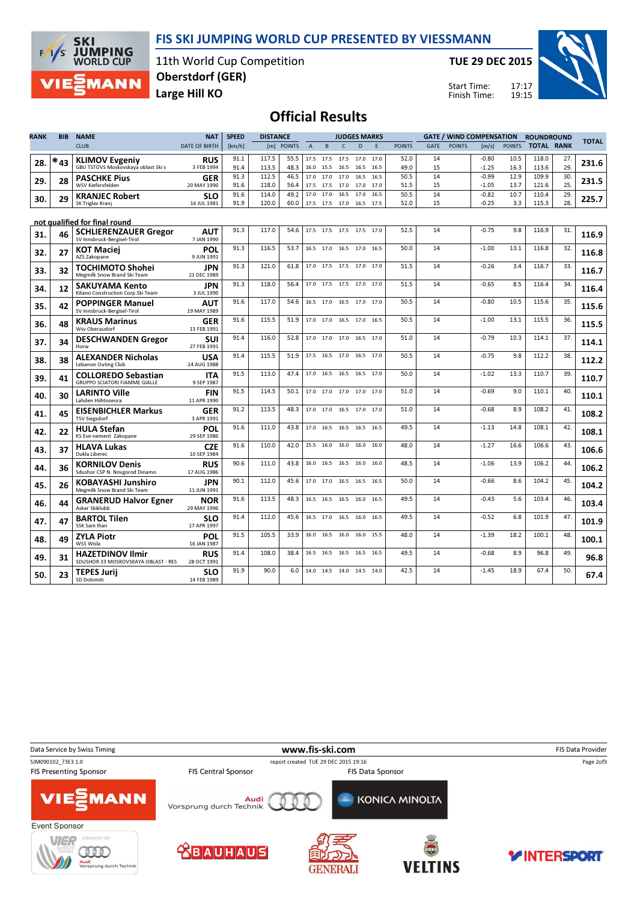# FIS SKI JUMPING WORLD CUP PRESENTED BY VIESSMANN

11th World Cup Competition
Oberstdorf (GER)
Large Hill KO

TUE 29 DEC 2015

Start Time: 17:17
Finish Time: 19:15

## Official Results

| RANK | BIB | NAME / CLUB | NAT / DATE OF BIRTH | SPEED [km/h] | DISTANCE [m] | DISTANCE POINTS | A | B | C | D | E | JUDGES POINTS | GATE | GATE POINTS | WIND [m/s] | WIND POINTS | ROUNDROUND TOTAL | ROUNDROUND RANK | TOTAL |
|---|---|---|---|---|---|---|---|---|---|---|---|---|---|---|---|---|---|---|---|
| 28. | *43 | KLIMOV Evgeniy / GBU TSTOVS Moskovskaya oblast Ski s | RUS / 3 FEB 1994 | 91.1 | 117.5 | 55.5 | 17.5 | 17.5 | 17.5 | 17.0 | 17.0 | 52.0 | 14 | | -0.80 | 10.5 | 118.0 | 27. | 231.6 |
| | | | | 91.4 | 113.5 | 48.3 | 16.0 | 15.5 | 16.5 | 16.5 | 16.5 | 49.0 | 15 | | -1.25 | 16.3 | 113.6 | 29. | |
| 29. | 28 | PASCHKE Pius / WSV Kiefersfelden | GER / 20 MAY 1990 | 91.3 | 112.5 | 46.5 | 17.0 | 17.0 | 17.0 | 16.5 | 16.5 | 50.5 | 14 | | -0.99 | 12.9 | 109.9 | 30. | 231.5 |
| | | | | 91.6 | 118.0 | 56.4 | 17.5 | 17.5 | 17.0 | 17.0 | 17.0 | 51.5 | 15 | | -1.05 | 13.7 | 121.6 | 25. | |
| 30. | 29 | KRANJEC Robert / SK Triglav Kranj | SLO / 16 JUL 1981 | 91.6 | 114.0 | 49.2 | 17.0 | 17.0 | 16.5 | 17.0 | 16.5 | 50.5 | 14 | | -0.82 | 10.7 | 110.4 | 29. | 225.7 |
| | | | | 91.9 | 120.0 | 60.0 | 17.5 | 17.5 | 17.0 | 16.5 | 17.5 | 52.0 | 15 | | -0.25 | 3.3 | 115.3 | 28. | |

**not qualified for final round**

| RANK | BIB | NAME / CLUB | NAT / DATE OF BIRTH | SPEED [km/h] | DISTANCE [m] | DISTANCE POINTS | A | B | C | D | E | JUDGES POINTS | GATE | GATE POINTS | WIND [m/s] | WIND POINTS | ROUNDROUND TOTAL | ROUNDROUND RANK | TOTAL |
|---|---|---|---|---|---|---|---|---|---|---|---|---|---|---|---|---|---|---|---|
| 31. | 46 | SCHLIERENZAUER Gregor / SV Innsbruck-Bergisel-Tirol | AUT / 7 JAN 1990 | 91.3 | 117.0 | 54.6 | 17.5 | 17.5 | 17.5 | 17.5 | 17.0 | 52.5 | 14 | | -0.75 | 9.8 | 116.9 | 31. | 116.9 |
| 32. | 27 | KOT Maciej / AZS Zakopane | POL / 9 JUN 1991 | 91.3 | 116.5 | 53.7 | 16.5 | 17.0 | 16.5 | 17.0 | 16.5 | 50.0 | 14 | | -1.00 | 13.1 | 116.8 | 32. | 116.8 |
| 33. | 32 | TOCHIMOTO Shohei / Megmilk Snow Brand Ski Team | JPN / 21 DEC 1989 | 91.3 | 121.0 | 61.8 | 17.0 | 17.5 | 17.5 | 17.0 | 17.0 | 51.5 | 14 | | -0.26 | 3.4 | 116.7 | 33. | 116.7 |
| 34. | 12 | SAKUYAMA Kento / Kitano Construction Corp.Ski Team | JPN / 3 JUL 1990 | 91.3 | 118.0 | 56.4 | 17.0 | 17.5 | 17.5 | 17.0 | 17.0 | 51.5 | 14 | | -0.65 | 8.5 | 116.4 | 34. | 116.4 |
| 35. | 42 | POPPINGER Manuel / SV Innsbruck-Bergisel-Tirol | AUT / 19 MAY 1989 | 91.6 | 117.0 | 54.6 | 16.5 | 17.0 | 16.5 | 17.0 | 17.0 | 50.5 | 14 | | -0.80 | 10.5 | 115.6 | 35. | 115.6 |
| 36. | 48 | KRAUS Marinus / Wsv Oberaudorf | GER / 13 FEB 1991 | 91.6 | 115.5 | 51.9 | 17.0 | 17.0 | 16.5 | 17.0 | 16.5 | 50.5 | 14 | | -1.00 | 13.1 | 115.5 | 36. | 115.5 |
| 37. | 34 | DESCHWANDEN Gregor / Horw | SUI / 27 FEB 1991 | 91.4 | 116.0 | 52.8 | 17.0 | 17.0 | 17.0 | 16.5 | 17.0 | 51.0 | 14 | | -0.79 | 10.3 | 114.1 | 37. | 114.1 |
| 38. | 38 | ALEXANDER Nicholas / Lebanon Outing Club | USA / 24 AUG 1988 | 91.4 | 115.5 | 51.9 | 17.5 | 16.5 | 17.0 | 16.5 | 17.0 | 50.5 | 14 | | -0.75 | 9.8 | 112.2 | 38. | 112.2 |
| 39. | 41 | COLLOREDO Sebastian / GRUPPO SCIATORI FIAMME GIALLE | ITA / 9 SEP 1987 | 91.5 | 113.0 | 47.4 | 17.0 | 16.5 | 16.5 | 16.5 | 17.0 | 50.0 | 14 | | -1.02 | 13.3 | 110.7 | 39. | 110.7 |
| 40. | 30 | LARINTO Ville / Lahden Hiihtoseura | FIN / 11 APR 1990 | 91.5 | 114.5 | 50.1 | 17.0 | 17.0 | 17.0 | 17.0 | 17.0 | 51.0 | 14 | | -0.69 | 9.0 | 110.1 | 40. | 110.1 |
| 41. | 45 | EISENBICHLER Markus / TSV Siegsdorf | GER / 3 APR 1991 | 91.2 | 113.5 | 48.3 | 17.0 | 17.0 | 16.5 | 17.0 | 17.0 | 51.0 | 14 | | -0.68 | 8.9 | 108.2 | 41. | 108.2 |
| 42. | 22 | HULA Stefan / KS Eve-nement Zakopane | POL / 29 SEP 1986 | 91.6 | 111.0 | 43.8 | 17.0 | 16.5 | 16.5 | 16.5 | 16.5 | 49.5 | 14 | | -1.13 | 14.8 | 108.1 | 42. | 108.1 |
| 43. | 37 | HLAVA Lukas / Dukla Liberec | CZE / 10 SEP 1984 | 91.6 | 110.0 | 42.0 | 15.5 | 16.0 | 16.0 | 16.0 | 16.0 | 48.0 | 14 | | -1.27 | 16.6 | 106.6 | 43. | 106.6 |
| 44. | 36 | KORNILOV Denis / Sdushor CSP N. Novgorod Dinamo | RUS / 17 AUG 1986 | 90.6 | 111.0 | 43.8 | 16.0 | 16.5 | 16.5 | 16.0 | 16.0 | 48.5 | 14 | | -1.06 | 13.9 | 106.2 | 44. | 106.2 |
| 45. | 26 | KOBAYASHI Junshiro / Megmilk Snow Brand Ski Team | JPN / 11 JUN 1991 | 90.1 | 112.0 | 45.6 | 17.0 | 17.0 | 16.5 | 16.5 | 16.5 | 50.0 | 14 | | -0.66 | 8.6 | 104.2 | 45. | 104.2 |
| 46. | 44 | GRANERUD Halvor Egner / Asker Skiklubb | NOR / 29 MAY 1996 | 91.6 | 113.5 | 48.3 | 16.5 | 16.5 | 16.5 | 16.0 | 16.5 | 49.5 | 14 | | -0.43 | 5.6 | 103.4 | 46. | 103.4 |
| 47. | 47 | BARTOL Tilen / SSK Sam Ihan | SLO / 17 APR 1997 | 91.4 | 112.0 | 45.6 | 16.5 | 17.0 | 16.5 | 16.0 | 16.5 | 49.5 | 14 | | -0.52 | 6.8 | 101.9 | 47. | 101.9 |
| 48. | 49 | ZYLA Piotr / WSS Wisla | POL / 16 JAN 1987 | 91.5 | 105.5 | 33.9 | 16.0 | 16.5 | 16.0 | 16.0 | 15.5 | 48.0 | 14 | | -1.39 | 18.2 | 100.1 | 48. | 100.1 |
| 49. | 31 | HAZETDINOV Ilmir / SDUSHOR 33 MOSKOVSKAYA OBLAST - RES | RUS / 28 OCT 1991 | 91.4 | 108.0 | 38.4 | 16.5 | 16.5 | 16.5 | 16.5 | 16.5 | 49.5 | 14 | | -0.68 | 8.9 | 96.8 | 49. | 96.8 |
| 50. | 23 | TEPES Jurij / SD Dolomiti | SLO / 14 FEB 1989 | 91.9 | 90.0 | 6.0 | 14.0 | 14.5 | 14.0 | 14.5 | 14.0 | 42.5 | 14 | | -1.45 | 18.9 | 67.4 | 50. | 67.4 |

Data Service by Swiss Timing — www.fis-ski.com — FIS Data Provider

SJM090102_73E3 1.0 — report created TUE 29 DEC 2015 19:16

FIS Presenting Sponsor: VIESSMANN — FIS Central Sponsor: Audi Vorsprung durch Technik — FIS Data Sponsor: KONICA MINOLTA

Event Sponsor: VIER SCHANZEN TOURNEE präsentiert von Audi — BAUHAUS — GENERALI — VELTINS — INTERSPORT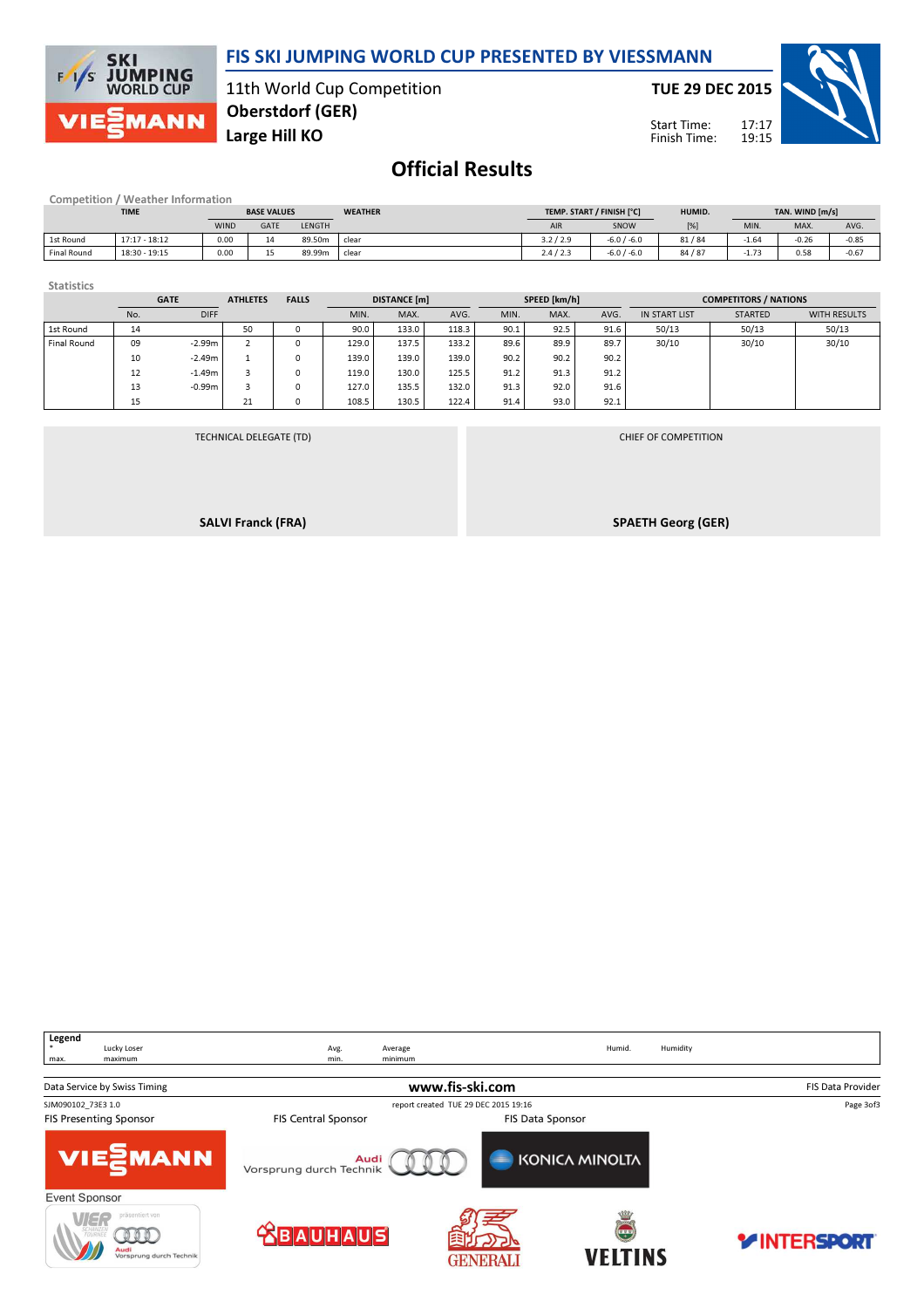# FIS SKI JUMPING WORLD CUP PRESENTED BY VIESSMANN

11th World Cup Competition
**Oberstdorf (GER)**
**Large Hill KO**

**TUE 29 DEC 2015**

Start Time: 17:17
Finish Time: 19:15

## Official Results

### Competition / Weather Information

| | TIME | BASE VALUES | | | WEATHER | TEMP. START / FINISH [°C] | | HUMID. | TAN. WIND [m/s] | | |
|---|---|---|---|---|---|---|---|---|---|---|---|
| | | WIND | GATE | LENGTH | | AIR | SNOW | [%] | MIN. | MAX. | AVG. |
| 1st Round | 17:17 - 18:12 | 0.00 | 14 | 89.50m | clear | 3.2 / 2.9 | -6.0 / -6.0 | 81 / 84 | -1.64 | -0.26 | -0.85 |
| Final Round | 18:30 - 19:15 | 0.00 | 15 | 89.99m | clear | 2.4 / 2.3 | -6.0 / -6.0 | 84 / 87 | -1.73 | 0.58 | -0.67 |

### Statistics

| | GATE | | ATHLETES | FALLS | DISTANCE [m] | | | SPEED [km/h] | | | COMPETITORS / NATIONS | | |
|---|---|---|---|---|---|---|---|---|---|---|---|---|---|
| | No. | DIFF | | | MIN. | MAX. | AVG. | MIN. | MAX. | AVG. | IN START LIST | STARTED | WITH RESULTS |
| 1st Round | 14 | | 50 | 0 | 90.0 | 133.0 | 118.3 | 90.1 | 92.5 | 91.6 | 50/13 | 50/13 | 50/13 |
| Final Round | 09 | -2.99m | 2 | 0 | 129.0 | 137.5 | 133.2 | 89.6 | 89.9 | 89.7 | 30/10 | 30/10 | 30/10 |
| | 10 | -2.49m | 1 | 0 | 139.0 | 139.0 | 139.0 | 90.2 | 90.2 | 90.2 | | | |
| | 12 | -1.49m | 3 | 0 | 119.0 | 130.0 | 125.5 | 91.2 | 91.3 | 91.2 | | | |
| | 13 | -0.99m | 3 | 0 | 127.0 | 135.5 | 132.0 | 91.3 | 92.0 | 91.6 | | | |
| | 15 | | 21 | 0 | 108.5 | 130.5 | 122.4 | 91.4 | 93.0 | 92.1 | | | |

TECHNICAL DELEGATE (TD)

**SALVI Franck (FRA)**

CHIEF OF COMPETITION

**SPAETH Georg (GER)**

**Legend**

| | | | | | |
|---|---|---|---|---|---|
| * | Lucky Loser | Avg. | Average | Humid. | Humidity |
| max. | maximum | min. | minimum | | |

Data Service by Swiss Timing — www.fis-ski.com — FIS Data Provider

SJM090102_73E3 1.0 — report created TUE 29 DEC 2015 19:16

FIS Presenting Sponsor: VIESSMANN — FIS Central Sponsor: Audi Vorsprung durch Technik — FIS Data Sponsor: KONICA MINOLTA

Event Sponsor: VIER SCHANZEN TOURNEE präsentiert von Audi Vorsprung durch Technik — BAUHAUS — GENERALI — VELTINS — INTERSPORT